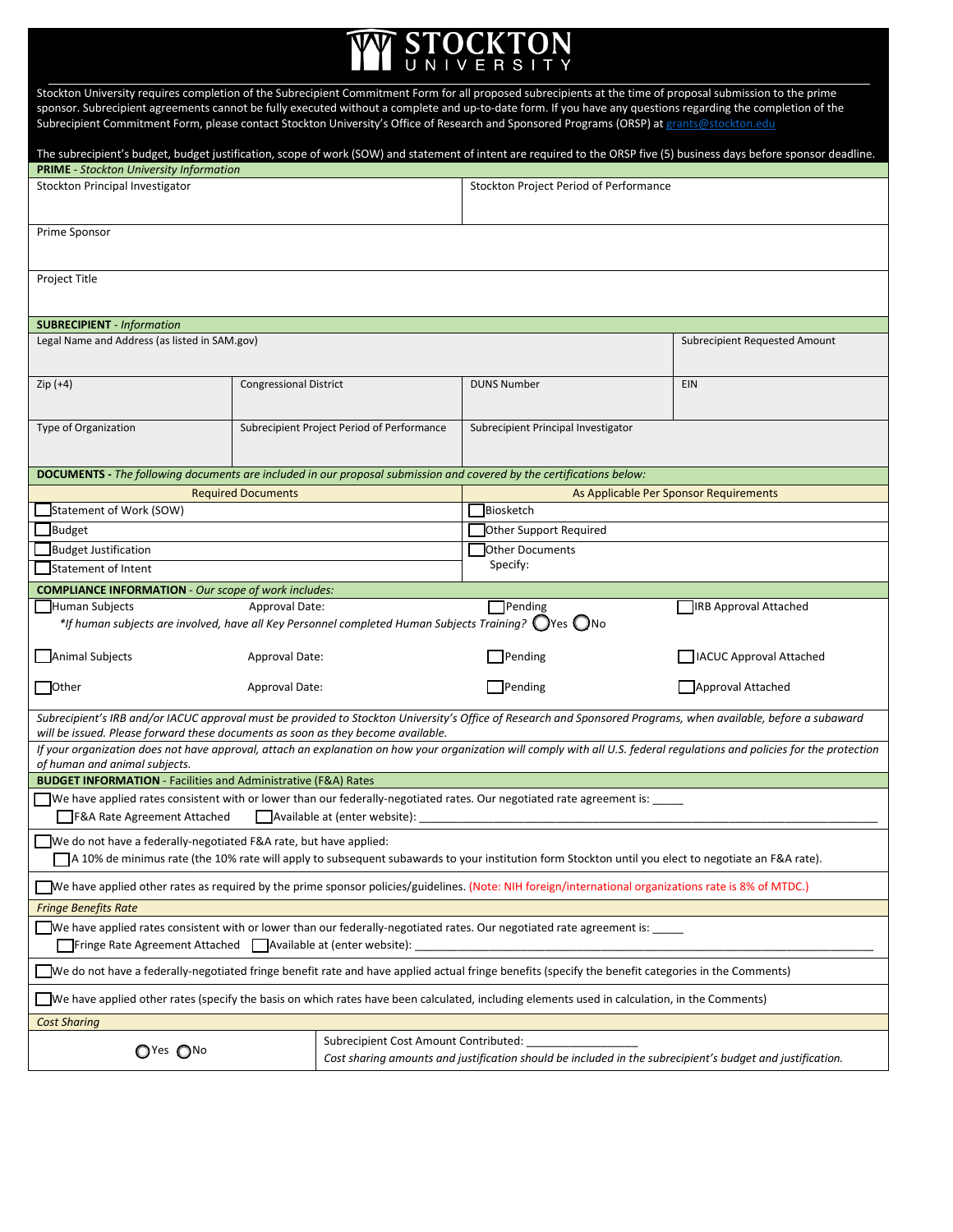# STOCKTON UNIVERSITY

Stockton University requires completion of the Subrecipient Commitment Form for all proposed subrecipients at the time of proposal submission to the prime sponsor. Subrecipient agreements cannot be fully executed without a complete and up-to-date form. If you have any questions regarding the completion of the Subrecipient Commitment Form, please contact Stockton University's Office of Research and Sponsored Programs (ORSP) at grants@stockton.edu

The subrecipient's budget, budget justification, scope of work (SOW) and statement of intent are required to the ORSP five (5) business days before sponsor deadline.

**PRIME** - *Stockton University Information*

| Stockton Principal Investigator | Stockton Project Period of Performance |
|---|---|
| Prime Sponsor | |
| Project Title | |

**SUBRECIPIENT** - *Information*

| Legal Name and Address (as listed in SAM.gov) | | | Subrecipient Requested Amount |
|---|---|---|---|
| Zip (+4) | Congressional District | DUNS Number | EIN |
| Type of Organization | Subrecipient Project Period of Performance | Subrecipient Principal Investigator | |

**DOCUMENTS -** *The following documents are included in our proposal submission and covered by the certifications below:*

| Required Documents | As Applicable Per Sponsor Requirements |
|---|---|
| ☐ Statement of Work (SOW) | ☐ Biosketch |
| ☐ Budget | ☐ Other Support Required |
| ☐ Budget Justification | ☐ Other Documents Specify: |
| ☐ Statement of Intent | |

**COMPLIANCE INFORMATION** - *Our scope of work includes:*

| | | | |
|---|---|---|---|
| ☐ Human Subjects | Approval Date: | ☐ Pending | ☐ IRB Approval Attached |
| ☐ Animal Subjects | Approval Date: | ☐ Pending | ☐ IACUC Approval Attached |
| ☐ Other | Approval Date: | ☐ Pending | ☐ Approval Attached |

*\*If human subjects are involved, have all Key Personnel completed Human Subjects Training?* ◯ Yes ◯ No

*Subrecipient's IRB and/or IACUC approval must be provided to Stockton University's Office of Research and Sponsored Programs, when available, before a subaward will be issued. Please forward these documents as soon as they become available.*

*If your organization does not have approval, attach an explanation on how your organization will comply with all U.S. federal regulations and policies for the protection of human and animal subjects.*

**BUDGET INFORMATION** - Facilities and Administrative (F&A) Rates

☐ We have applied rates consistent with or lower than our federally-negotiated rates. Our negotiated rate agreement is: _____
  ☐ F&A Rate Agreement Attached  ☐ Available at (enter website): ____________________

☐ We do not have a federally-negotiated F&A rate, but have applied:
  ☐ A 10% de minimus rate (the 10% rate will apply to subsequent subawards to your institution form Stockton until you elect to negotiate an F&A rate).

☐ We have applied other rates as required by the prime sponsor policies/guidelines. (Note: NIH foreign/international organizations rate is 8% of MTDC.)

*Fringe Benefits Rate*

☐ We have applied rates consistent with or lower than our federally-negotiated rates. Our negotiated rate agreement is: _____
  ☐ Fringe Rate Agreement Attached  ☐ Available at (enter website): ____________________

☐ We do not have a federally-negotiated fringe benefit rate and have applied actual fringe benefits (specify the benefit categories in the Comments)

☐ We have applied other rates (specify the basis on which rates have been calculated, including elements used in calculation, in the Comments)

*Cost Sharing*

| | |
|---|---|
| ◯ Yes ◯ No | Subrecipient Cost Amount Contributed: __________________ *Cost sharing amounts and justification should be included in the subrecipient's budget and justification.* |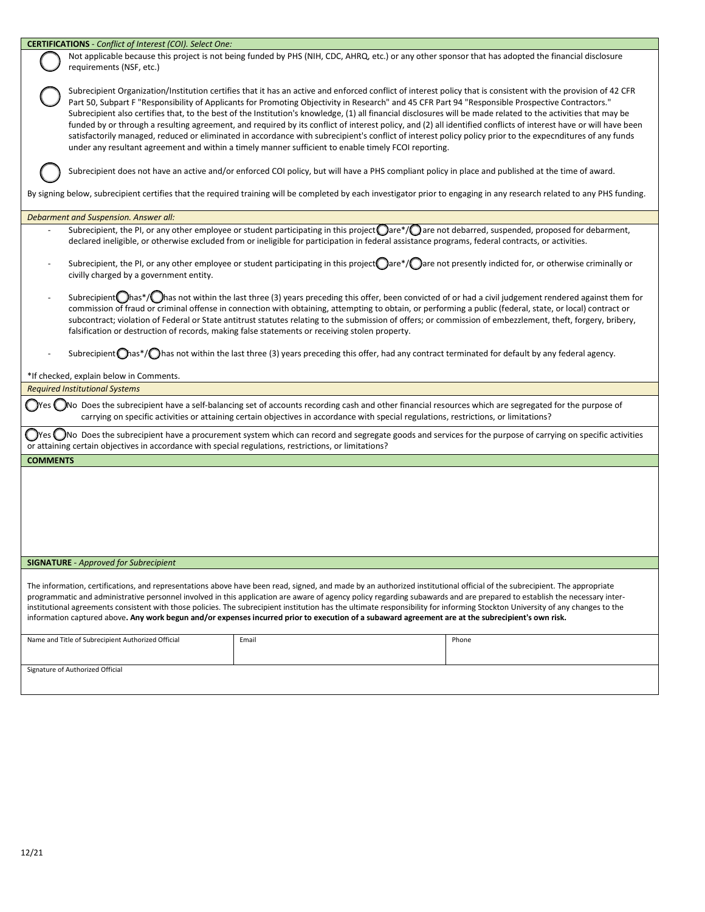**CERTIFICATIONS** - *Conflict of Interest (COI). Select One:*

◯ Not applicable because this project is not being funded by PHS (NIH, CDC, AHRQ, etc.) or any other sponsor that has adopted the financial disclosure requirements (NSF, etc.)

◯ Subrecipient Organization/Institution certifies that it has an active and enforced conflict of interest policy that is consistent with the provision of 42 CFR Part 50, Subpart F "Responsibility of Applicants for Promoting Objectivity in Research" and 45 CFR Part 94 "Responsible Prospective Contractors." Subrecipient also certifies that, to the best of the Institution's knowledge, (1) all financial disclosures will be made related to the activities that may be funded by or through a resulting agreement, and required by its conflict of interest policy, and (2) all identified conflicts of interest have or will have been satisfactorily managed, reduced or eliminated in accordance with subrecipient's conflict of interest policy policy prior to the expecnditures of any funds under any resultant agreement and within a timely manner sufficient to enable timely FCOI reporting.

◯ Subrecipient does not have an active and/or enforced COI policy, but will have a PHS compliant policy in place and published at the time of award.

By signing below, subrecipient certifies that the required training will be completed by each investigator prior to engaging in any research related to any PHS funding.

*Debarment and Suspension. Answer all:*

- Subrecipient, the PI, or any other employee or student participating in this project ◯ are*/ ◯ are not debarred, suspended, proposed for debarment, declared ineligible, or otherwise excluded from or ineligible for participation in federal assistance programs, federal contracts, or activities.
- Subrecipient, the PI, or any other employee or student participating in this project ◯ are*/ ◯ are not presently indicted for, or otherwise criminally or civilly charged by a government entity.
- Subrecipient ◯ has*/ ◯ has not within the last three (3) years preceding this offer, been convicted of or had a civil judgement rendered against them for commission of fraud or criminal offense in connection with obtaining, attempting to obtain, or performing a public (federal, state, or local) contract or subcontract; violation of Federal or State antitrust statutes relating to the submission of offers; or commission of embezzlement, theft, forgery, bribery, falsification or destruction of records, making false statements or receiving stolen property.
- Subrecipient ◯ has*/ ◯ has not within the last three (3) years preceding this offer, had any contract terminated for default by any federal agency.

*If checked, explain below in Comments.

*Required Institutional Systems*

◯ Yes ◯ No Does the subrecipient have a self-balancing set of accounts recording cash and other financial resources which are segregated for the purpose of carrying on specific activities or attaining certain objectives in accordance with special regulations, restrictions, or limitations?

◯ Yes ◯ No Does the subrecipient have a procurement system which can record and segregate goods and services for the purpose of carrying on specific activities or attaining certain objectives in accordance with special regulations, restrictions, or limitations?

**COMMENTS**

**SIGNATURE** - *Approved for Subrecipient*

The information, certifications, and representations above have been read, signed, and made by an authorized institutional official of the subrecipient. The appropriate programmatic and administrative personnel involved in this application are aware of agency policy regarding subawards and are prepared to establish the necessary inter-institutional agreements consistent with those policies. The subrecipient institution has the ultimate responsibility for informing Stockton University of any changes to the information captured above**. Any work begun and/or expenses incurred prior to execution of a subaward agreement are at the subrecipient's own risk.**

| Name and Title of Subrecipient Authorized Official | Email | Phone |
| --- | --- | --- |
| | | |

| Signature of Authorized Official |
| --- |
| |

12/21